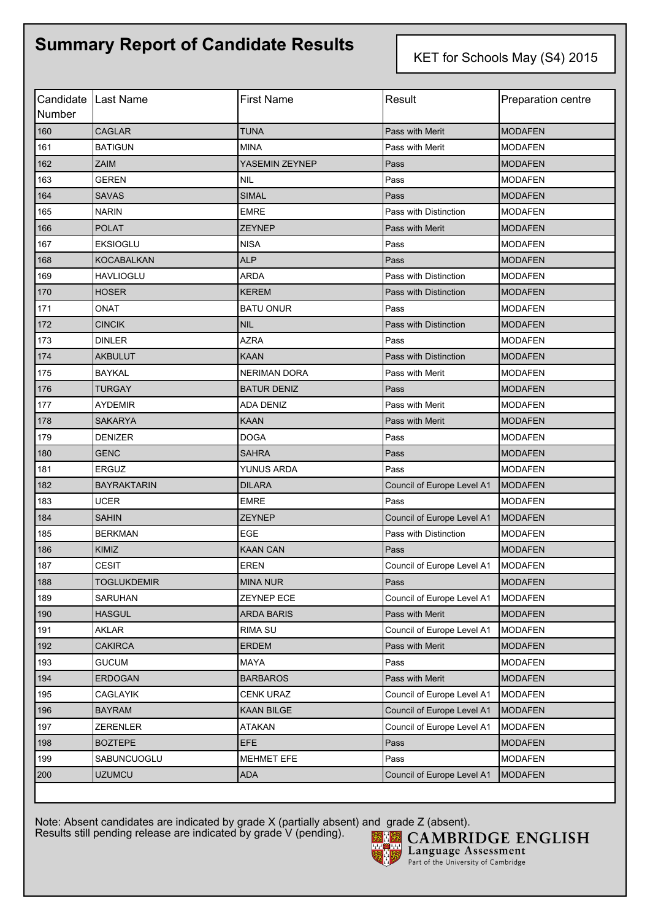# Summary Report of Candidate Results

KET for Schools May (S4) 2015

| Candidate Number | Last Name | First Name | Result | Preparation centre |
|---|---|---|---|---|
| 160 | CAGLAR | TUNA | Pass with Merit | MODAFEN |
| 161 | BATIGUN | MINA | Pass with Merit | MODAFEN |
| 162 | ZAIM | YASEMIN ZEYNEP | Pass | MODAFEN |
| 163 | GEREN | NIL | Pass | MODAFEN |
| 164 | SAVAS | SIMAL | Pass | MODAFEN |
| 165 | NARIN | EMRE | Pass with Distinction | MODAFEN |
| 166 | POLAT | ZEYNEP | Pass with Merit | MODAFEN |
| 167 | EKSIOGLU | NISA | Pass | MODAFEN |
| 168 | KOCABALKAN | ALP | Pass | MODAFEN |
| 169 | HAVLIOGLU | ARDA | Pass with Distinction | MODAFEN |
| 170 | HOSER | KEREM | Pass with Distinction | MODAFEN |
| 171 | ONAT | BATU ONUR | Pass | MODAFEN |
| 172 | CINCIK | NIL | Pass with Distinction | MODAFEN |
| 173 | DINLER | AZRA | Pass | MODAFEN |
| 174 | AKBULUT | KAAN | Pass with Distinction | MODAFEN |
| 175 | BAYKAL | NERIMAN DORA | Pass with Merit | MODAFEN |
| 176 | TURGAY | BATUR DENIZ | Pass | MODAFEN |
| 177 | AYDEMIR | ADA DENIZ | Pass with Merit | MODAFEN |
| 178 | SAKARYA | KAAN | Pass with Merit | MODAFEN |
| 179 | DENIZER | DOGA | Pass | MODAFEN |
| 180 | GENC | SAHRA | Pass | MODAFEN |
| 181 | ERGUZ | YUNUS ARDA | Pass | MODAFEN |
| 182 | BAYRAKTARIN | DILARA | Council of Europe Level A1 | MODAFEN |
| 183 | UCER | EMRE | Pass | MODAFEN |
| 184 | SAHIN | ZEYNEP | Council of Europe Level A1 | MODAFEN |
| 185 | BERKMAN | EGE | Pass with Distinction | MODAFEN |
| 186 | KIMIZ | KAAN CAN | Pass | MODAFEN |
| 187 | CESIT | EREN | Council of Europe Level A1 | MODAFEN |
| 188 | TOGLUKDEMIR | MINA NUR | Pass | MODAFEN |
| 189 | SARUHAN | ZEYNEP ECE | Council of Europe Level A1 | MODAFEN |
| 190 | HASGUL | ARDA BARIS | Pass with Merit | MODAFEN |
| 191 | AKLAR | RIMA SU | Council of Europe Level A1 | MODAFEN |
| 192 | CAKIRCA | ERDEM | Pass with Merit | MODAFEN |
| 193 | GUCUM | MAYA | Pass | MODAFEN |
| 194 | ERDOGAN | BARBAROS | Pass with Merit | MODAFEN |
| 195 | CAGLAYIK | CENK URAZ | Council of Europe Level A1 | MODAFEN |
| 196 | BAYRAM | KAAN BILGE | Council of Europe Level A1 | MODAFEN |
| 197 | ZERENLER | ATAKAN | Council of Europe Level A1 | MODAFEN |
| 198 | BOZTEPE | EFE | Pass | MODAFEN |
| 199 | SABUNCUOGLU | MEHMET EFE | Pass | MODAFEN |
| 200 | UZUMCU | ADA | Council of Europe Level A1 | MODAFEN |

Note: Absent candidates are indicated by grade X (partially absent) and grade Z (absent).
Results still pending release are indicated by grade V (pending).

CAMBRIDGE ENGLISH
Language Assessment
Part of the University of Cambridge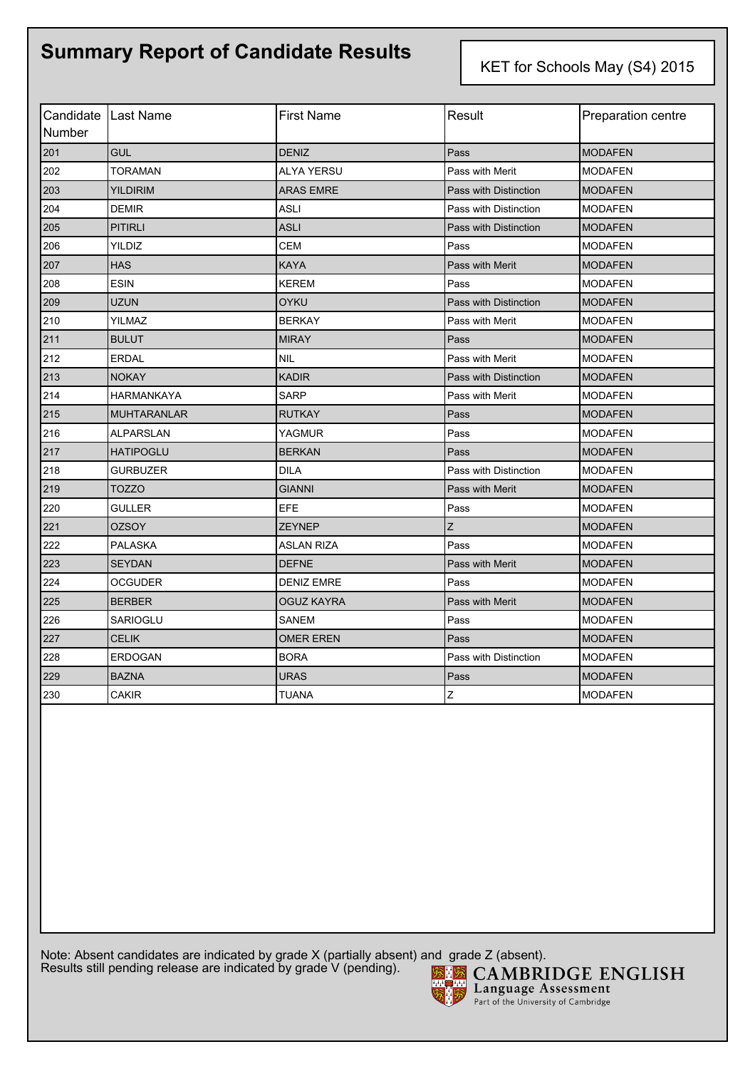# Summary Report of Candidate Results

KET for Schools May (S4) 2015

| Candidate Number | Last Name | First Name | Result | Preparation centre |
|---|---|---|---|---|
| 201 | GUL | DENIZ | Pass | MODAFEN |
| 202 | TORAMAN | ALYA YERSU | Pass with Merit | MODAFEN |
| 203 | YILDIRIM | ARAS EMRE | Pass with Distinction | MODAFEN |
| 204 | DEMIR | ASLI | Pass with Distinction | MODAFEN |
| 205 | PITIRLI | ASLI | Pass with Distinction | MODAFEN |
| 206 | YILDIZ | CEM | Pass | MODAFEN |
| 207 | HAS | KAYA | Pass with Merit | MODAFEN |
| 208 | ESIN | KEREM | Pass | MODAFEN |
| 209 | UZUN | OYKU | Pass with Distinction | MODAFEN |
| 210 | YILMAZ | BERKAY | Pass with Merit | MODAFEN |
| 211 | BULUT | MIRAY | Pass | MODAFEN |
| 212 | ERDAL | NIL | Pass with Merit | MODAFEN |
| 213 | NOKAY | KADIR | Pass with Distinction | MODAFEN |
| 214 | HARMANKAYA | SARP | Pass with Merit | MODAFEN |
| 215 | MUHTARANLAR | RUTKAY | Pass | MODAFEN |
| 216 | ALPARSLAN | YAGMUR | Pass | MODAFEN |
| 217 | HATIPOGLU | BERKAN | Pass | MODAFEN |
| 218 | GURBUZER | DILA | Pass with Distinction | MODAFEN |
| 219 | TOZZO | GIANNI | Pass with Merit | MODAFEN |
| 220 | GULLER | EFE | Pass | MODAFEN |
| 221 | OZSOY | ZEYNEP | Z | MODAFEN |
| 222 | PALASKA | ASLAN RIZA | Pass | MODAFEN |
| 223 | SEYDAN | DEFNE | Pass with Merit | MODAFEN |
| 224 | OCGUDER | DENIZ EMRE | Pass | MODAFEN |
| 225 | BERBER | OGUZ KAYRA | Pass with Merit | MODAFEN |
| 226 | SARIOGLU | SANEM | Pass | MODAFEN |
| 227 | CELIK | OMER EREN | Pass | MODAFEN |
| 228 | ERDOGAN | BORA | Pass with Distinction | MODAFEN |
| 229 | BAZNA | URAS | Pass | MODAFEN |
| 230 | CAKIR | TUANA | Z | MODAFEN |

Note: Absent candidates are indicated by grade X (partially absent) and grade Z (absent).
Results still pending release are indicated by grade V (pending).

CAMBRIDGE ENGLISH
Language Assessment
Part of the University of Cambridge